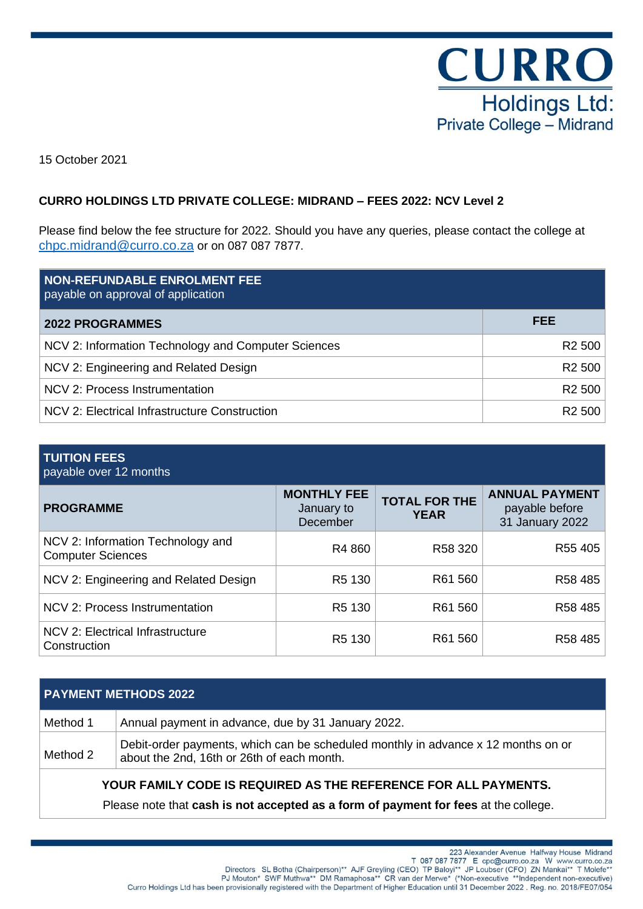**CURRO**
Holdings Ltd:
Private College – Midrand

15 October 2021

**CURRO HOLDINGS LTD PRIVATE COLLEGE: MIDRAND – FEES 2022: NCV Level 2**

Please find below the fee structure for 2022. Should you have any queries, please contact the college at chpc.midrand@curro.co.za or on 087 087 7877.

**NON-REFUNDABLE ENROLMENT FEE**
payable on approval of application

| 2022 PROGRAMMES | FEE |
|---|---|
| NCV 2: Information Technology and Computer Sciences | R2 500 |
| NCV 2: Engineering and Related Design | R2 500 |
| NCV 2: Process Instrumentation | R2 500 |
| NCV 2: Electrical Infrastructure Construction | R2 500 |

**TUITION FEES**
payable over 12 months

| PROGRAMME | MONTHLY FEE January to December | TOTAL FOR THE YEAR | ANNUAL PAYMENT payable before 31 January 2022 |
|---|---|---|---|
| NCV 2: Information Technology and Computer Sciences | R4 860 | R58 320 | R55 405 |
| NCV 2: Engineering and Related Design | R5 130 | R61 560 | R58 485 |
| NCV 2: Process Instrumentation | R5 130 | R61 560 | R58 485 |
| NCV 2: Electrical Infrastructure Construction | R5 130 | R61 560 | R58 485 |

**PAYMENT METHODS 2022**

| | |
|---|---|
| Method 1 | Annual payment in advance, due by 31 January 2022. |
| Method 2 | Debit-order payments, which can be scheduled monthly in advance x 12 months on or about the 2nd, 16th or 26th of each month. |

**YOUR FAMILY CODE IS REQUIRED AS THE REFERENCE FOR ALL PAYMENTS.**

Please note that **cash is not accepted as a form of payment for fees** at the college.

223 Alexander Avenue Halfway House Midrand
T 087 087 7877 E cpc@curro.co.za W www.curro.co.za
Directors SL Botha (Chairperson)** AJF Greyling (CEO) TP Baloyi** JP Loubser (CFO) ZN Mankai** T Molefe**
PJ Mouton* SWF Muthwa** DM Ramaphosa** CR van der Merwe* (*Non-executive **Independent non-executive)
Curro Holdings Ltd has been provisionally registered with the Department of Higher Education until 31 December 2022 . Reg. no. 2018/FE07/054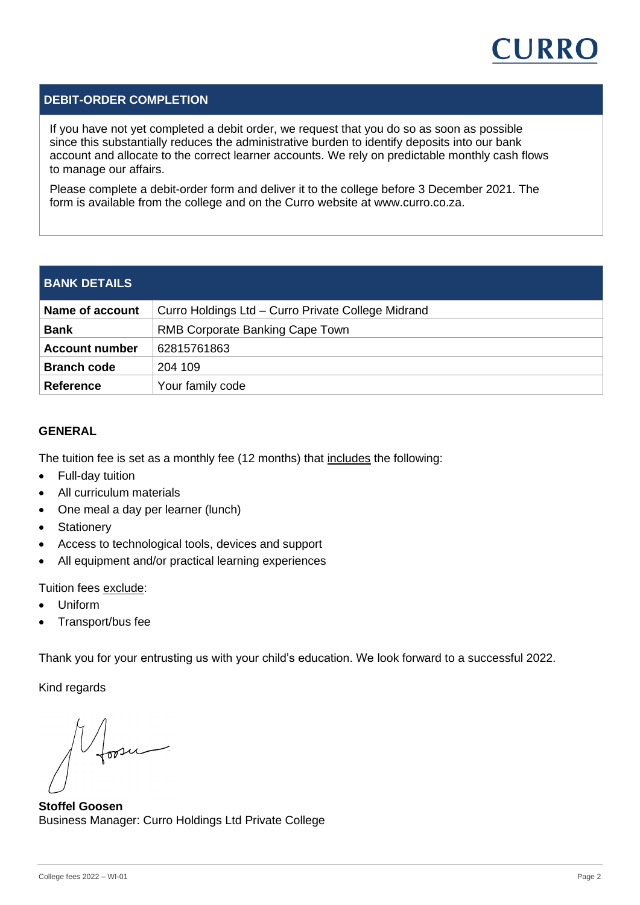## DEBIT-ORDER COMPLETION

If you have not yet completed a debit order, we request that you do so as soon as possible since this substantially reduces the administrative burden to identify deposits into our bank account and allocate to the correct learner accounts. We rely on predictable monthly cash flows to manage our affairs.

Please complete a debit-order form and deliver it to the college before 3 December 2021. The form is available from the college and on the Curro website at www.curro.co.za.

## BANK DETAILS

| | |
|---|---|
| **Name of account** | Curro Holdings Ltd – Curro Private College Midrand |
| **Bank** | RMB Corporate Banking Cape Town |
| **Account number** | 62815761863 |
| **Branch code** | 204 109 |
| **Reference** | Your family code |

### GENERAL

The tuition fee is set as a monthly fee (12 months) that includes the following:

- Full-day tuition
- All curriculum materials
- One meal a day per learner (lunch)
- Stationery
- Access to technological tools, devices and support
- All equipment and/or practical learning experiences

Tuition fees exclude:

- Uniform
- Transport/bus fee

Thank you for your entrusting us with your child's education. We look forward to a successful 2022.

Kind regards

**Stoffel Goosen**
Business Manager: Curro Holdings Ltd Private College